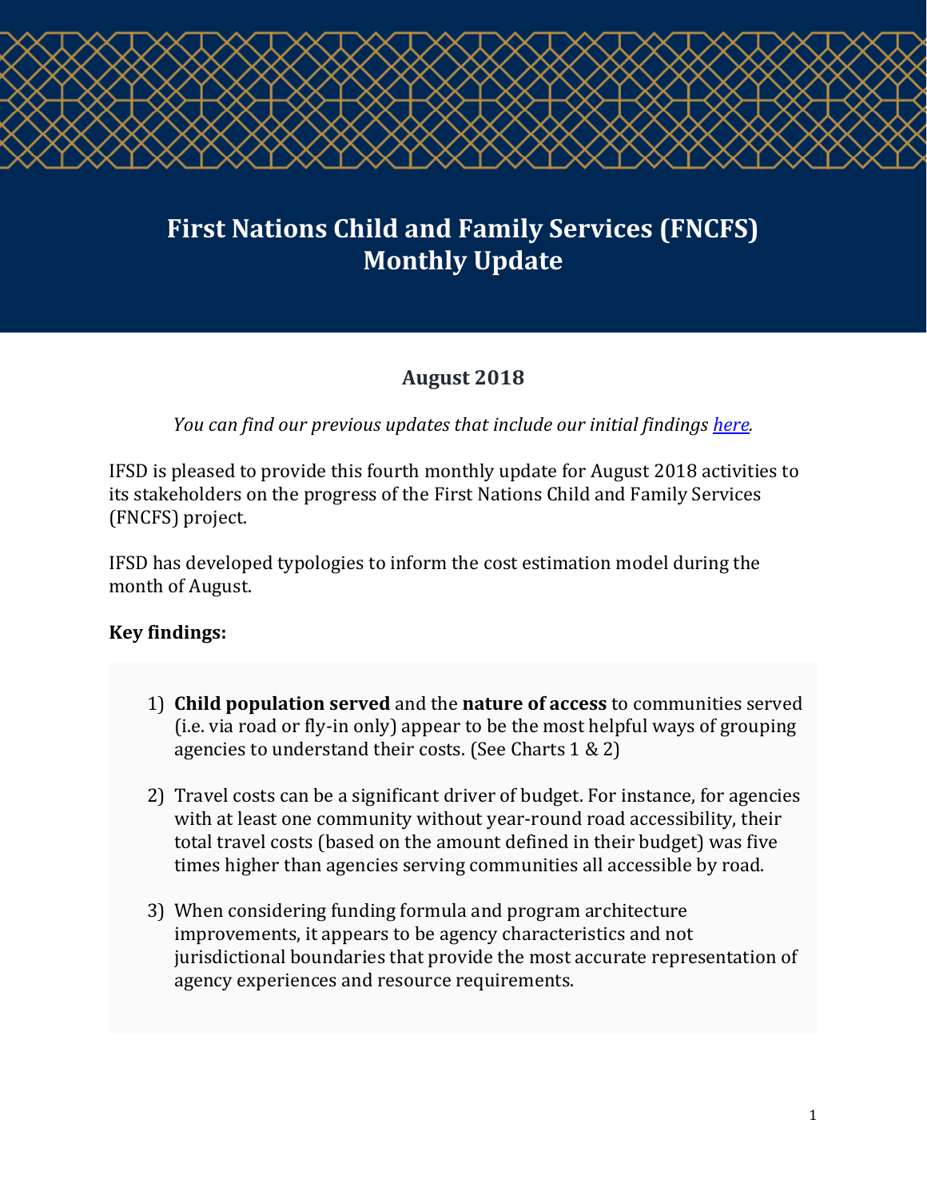# First Nations Child and Family Services (FNCFS) Monthly Update

## August 2018

*You can find our previous updates that include our initial findings [here](here).*

IFSD is pleased to provide this fourth monthly update for August 2018 activities to its stakeholders on the progress of the First Nations Child and Family Services (FNCFS) project.

IFSD has developed typologies to inform the cost estimation model during the month of August.

**Key findings:**

1) **Child population served** and the **nature of access** to communities served (i.e. via road or fly-in only) appear to be the most helpful ways of grouping agencies to understand their costs. (See Charts 1 & 2)

2) Travel costs can be a significant driver of budget. For instance, for agencies with at least one community without year-round road accessibility, their total travel costs (based on the amount defined in their budget) was five times higher than agencies serving communities all accessible by road.

3) When considering funding formula and program architecture improvements, it appears to be agency characteristics and not jurisdictional boundaries that provide the most accurate representation of agency experiences and resource requirements.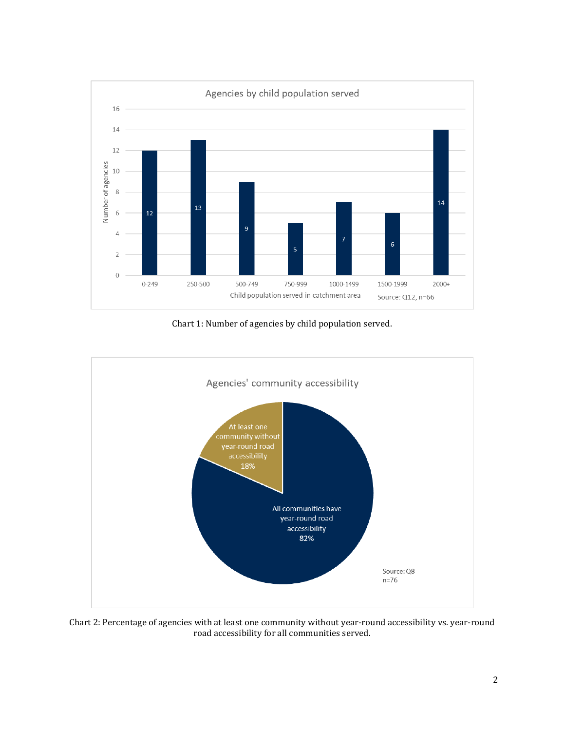**Agencies by child population served**

| Child population served in catchment area | Number of agencies |
|---|---|
| 0-249 | 12 |
| 250-500 | 13 |
| 500-749 | 9 |
| 750-999 | 5 |
| 1000-1499 | 7 |
| 1500-1999 | 6 |
| 2000+ | 14 |

Source: Q12, n=66

Chart 1: Number of agencies by child population served.

**Agencies' community accessibility**

| Category | Percentage |
|---|---|
| At least one community without year-round road accessibility | 18% |
| All communities have year-round road accessibility | 82% |

Source: Q8
n=76

Chart 2: Percentage of agencies with at least one community without year-round accessibility vs. year-round road accessibility for all communities served.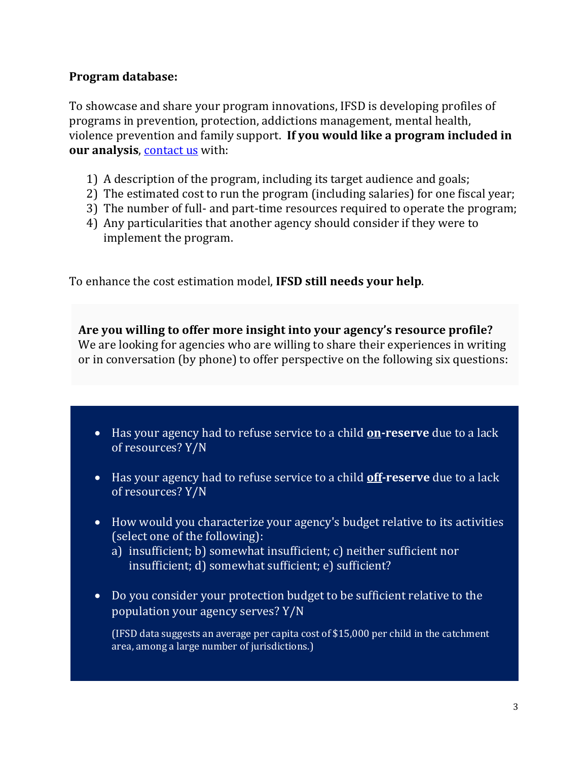**Program database:**

To showcase and share your program innovations, IFSD is developing profiles of programs in prevention, protection, addictions management, mental health, violence prevention and family support. **If you would like a program included in our analysis**, [contact us]() with:

1) A description of the program, including its target audience and goals;
2) The estimated cost to run the program (including salaries) for one fiscal year;
3) The number of full- and part-time resources required to operate the program;
4) Any particularities that another agency should consider if they were to implement the program.

To enhance the cost estimation model, **IFSD still needs your help**.

**Are you willing to offer more insight into your agency's resource profile?**
We are looking for agencies who are willing to share their experiences in writing or in conversation (by phone) to offer perspective on the following six questions:

- Has your agency had to refuse service to a child **<u>on</u>-reserve** due to a lack of resources? Y/N
- Has your agency had to refuse service to a child **<u>off</u>-reserve** due to a lack of resources? Y/N
- How would you characterize your agency's budget relative to its activities (select one of the following):
  a) insufficient; b) somewhat insufficient; c) neither sufficient nor insufficient; d) somewhat sufficient; e) sufficient?
- Do you consider your protection budget to be sufficient relative to the population your agency serves? Y/N

  (IFSD data suggests an average per capita cost of $15,000 per child in the catchment area, among a large number of jurisdictions.)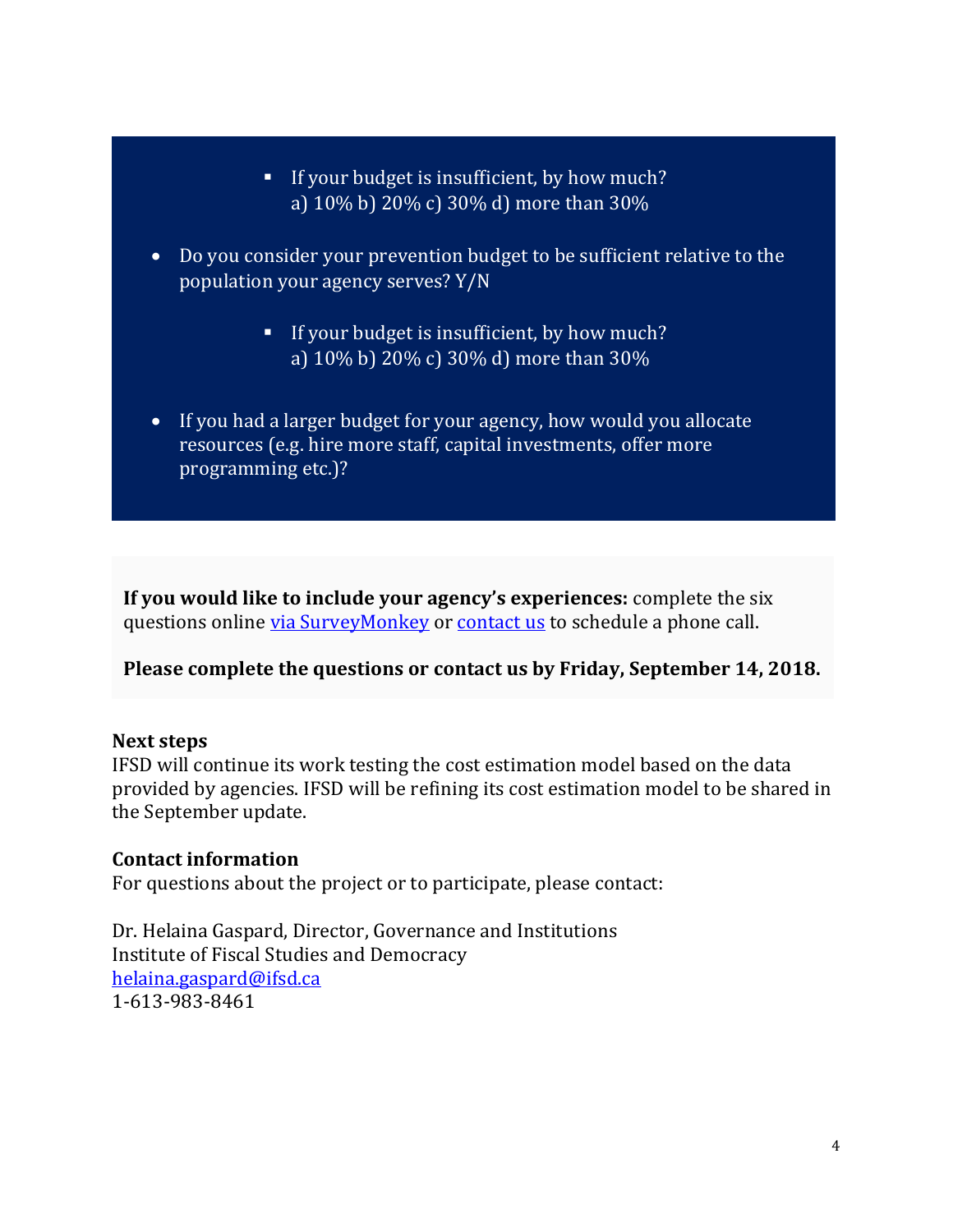- If your budget is insufficient, by how much?
    a) 10% b) 20% c) 30% d) more than 30%

- Do you consider your prevention budget to be sufficient relative to the population your agency serves? Y/N

  - If your budget is insufficient, by how much?
    a) 10% b) 20% c) 30% d) more than 30%

- If you had a larger budget for your agency, how would you allocate resources (e.g. hire more staff, capital investments, offer more programming etc.)?

**If you would like to include your agency's experiences:** complete the six questions online via SurveyMonkey or contact us to schedule a phone call.

**Please complete the questions or contact us by Friday, September 14, 2018.**

**Next steps**
IFSD will continue its work testing the cost estimation model based on the data provided by agencies. IFSD will be refining its cost estimation model to be shared in the September update.

**Contact information**
For questions about the project or to participate, please contact:

Dr. Helaina Gaspard, Director, Governance and Institutions
Institute of Fiscal Studies and Democracy
helaina.gaspard@ifsd.ca
1-613-983-8461